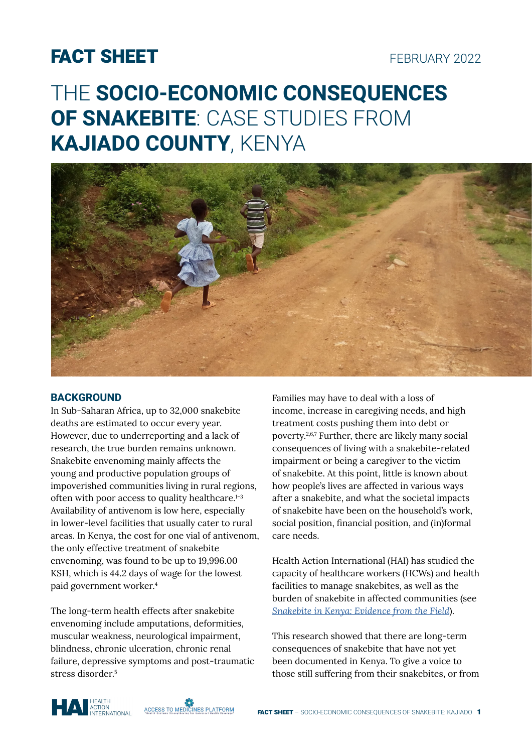FACT SHEET

FEBRUARY 2022

# THE SOCIO-ECONOMIC CONSEQUENCES OF SNAKEBITE: CASE STUDIES FROM KAJIADO COUNTY, KENYA

## BACKGROUND

In Sub-Saharan Africa, up to 32,000 snakebite deaths are estimated to occur every year. However, due to underreporting and a lack of research, the true burden remains unknown. Snakebite envenoming mainly affects the young and productive population groups of impoverished communities living in rural regions, often with poor access to quality healthcare.[1–3] Availability of antivenom is low here, especially in lower-level facilities that usually cater to rural areas. In Kenya, the cost for one vial of antivenom, the only effective treatment of snakebite envenoming, was found to be up to 19,996.00 KSH, which is 44.2 days of wage for the lowest paid government worker.[4]

The long-term health effects after snakebite envenoming include amputations, deformities, muscular weakness, neurological impairment, blindness, chronic ulceration, chronic renal failure, depressive symptoms and post-traumatic stress disorder.[5]

Families may have to deal with a loss of income, increase in caregiving needs, and high treatment costs pushing them into debt or poverty.[2,6,7] Further, there are likely many social consequences of living with a snakebite-related impairment or being a caregiver to the victim of snakebite. At this point, little is known about how people's lives are affected in various ways after a snakebite, and what the societal impacts of snakebite have been on the household's work, social position, financial position, and (in)formal care needs.

Health Action International (HAI) has studied the capacity of healthcare workers (HCWs) and health facilities to manage snakebites, as well as the burden of snakebite in affected communities (see *Snakebite in Kenya: Evidence from the Field*).

This research showed that there are long-term consequences of snakebite that have not yet been documented in Kenya. To give a voice to those still suffering from their snakebites, or from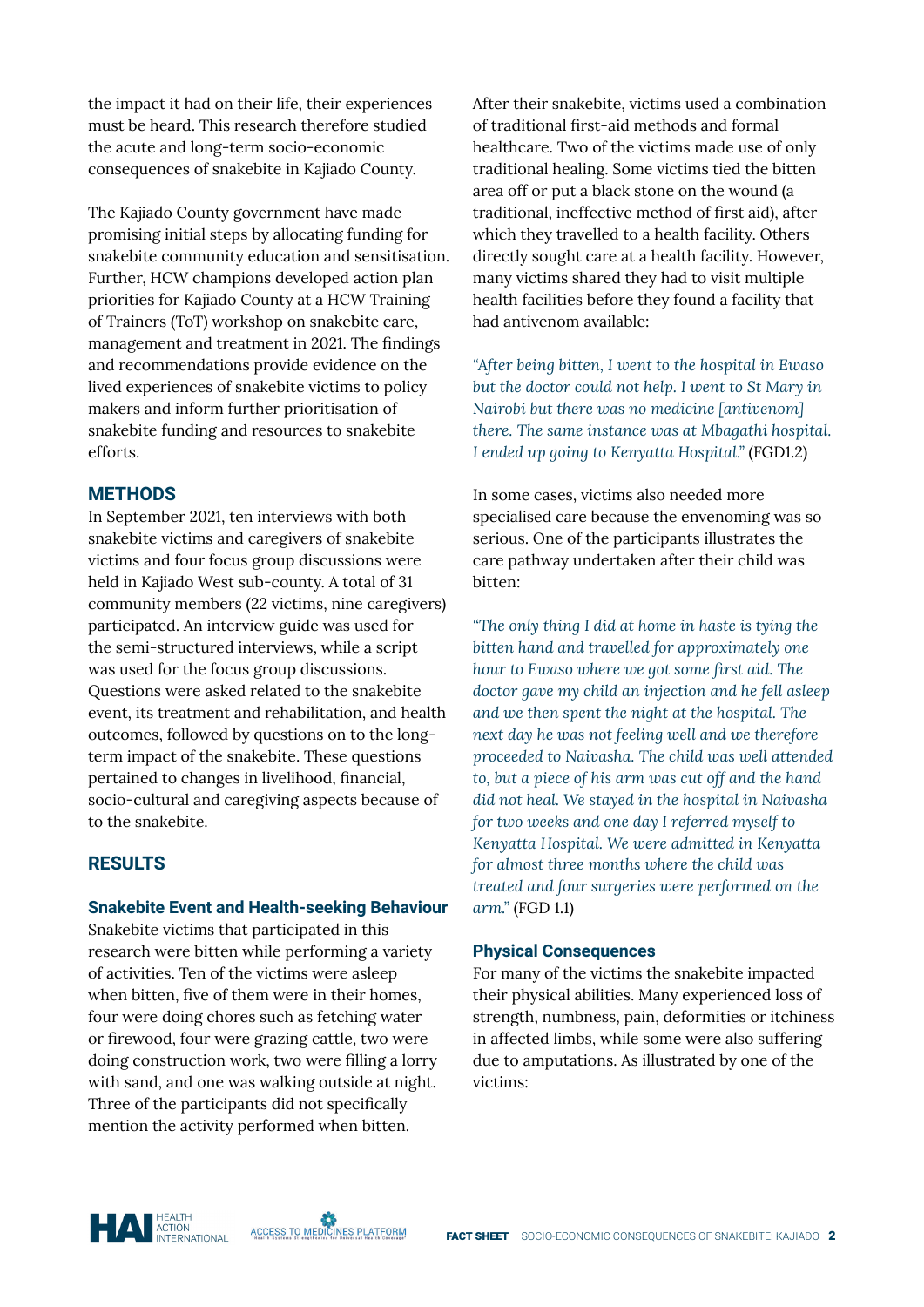the impact it had on their life, their experiences must be heard. This research therefore studied the acute and long-term socio-economic consequences of snakebite in Kajiado County.

The Kajiado County government have made promising initial steps by allocating funding for snakebite community education and sensitisation. Further, HCW champions developed action plan priorities for Kajiado County at a HCW Training of Trainers (ToT) workshop on snakebite care, management and treatment in 2021. The findings and recommendations provide evidence on the lived experiences of snakebite victims to policy makers and inform further prioritisation of snakebite funding and resources to snakebite efforts.

## METHODS

In September 2021, ten interviews with both snakebite victims and caregivers of snakebite victims and four focus group discussions were held in Kajiado West sub-county. A total of 31 community members (22 victims, nine caregivers) participated. An interview guide was used for the semi-structured interviews, while a script was used for the focus group discussions. Questions were asked related to the snakebite event, its treatment and rehabilitation, and health outcomes, followed by questions on to the long-term impact of the snakebite. These questions pertained to changes in livelihood, financial, socio-cultural and caregiving aspects because of to the snakebite.

## RESULTS

### Snakebite Event and Health-seeking Behaviour

Snakebite victims that participated in this research were bitten while performing a variety of activities. Ten of the victims were asleep when bitten, five of them were in their homes, four were doing chores such as fetching water or firewood, four were grazing cattle, two were doing construction work, two were filling a lorry with sand, and one was walking outside at night. Three of the participants did not specifically mention the activity performed when bitten.

After their snakebite, victims used a combination of traditional first-aid methods and formal healthcare. Two of the victims made use of only traditional healing. Some victims tied the bitten area off or put a black stone on the wound (a traditional, ineffective method of first aid), after which they travelled to a health facility. Others directly sought care at a health facility. However, many victims shared they had to visit multiple health facilities before they found a facility that had antivenom available:

*"After being bitten, I went to the hospital in Ewaso but the doctor could not help. I went to St Mary in Nairobi but there was no medicine [antivenom] there. The same instance was at Mbagathi hospital. I ended up going to Kenyatta Hospital."* (FGD1.2)

In some cases, victims also needed more specialised care because the envenoming was so serious. One of the participants illustrates the care pathway undertaken after their child was bitten:

*"The only thing I did at home in haste is tying the bitten hand and travelled for approximately one hour to Ewaso where we got some first aid. The doctor gave my child an injection and he fell asleep and we then spent the night at the hospital. The next day he was not feeling well and we therefore proceeded to Naivasha. The child was well attended to, but a piece of his arm was cut off and the hand did not heal. We stayed in the hospital in Naivasha for two weeks and one day I referred myself to Kenyatta Hospital. We were admitted in Kenyatta for almost three months where the child was treated and four surgeries were performed on the arm."* (FGD 1.1)

### Physical Consequences

For many of the victims the snakebite impacted their physical abilities. Many experienced loss of strength, numbness, pain, deformities or itchiness in affected limbs, while some were also suffering due to amputations. As illustrated by one of the victims: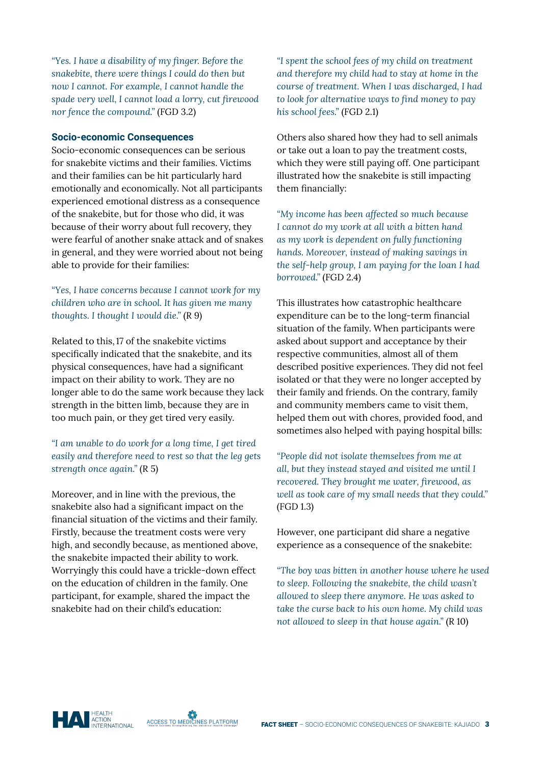*"Yes. I have a disability of my finger. Before the snakebite, there were things I could do then but now I cannot. For example, I cannot handle the spade very well, I cannot load a lorry, cut firewood nor fence the compound."* (FGD 3.2)

## Socio-economic Consequences

Socio-economic consequences can be serious for snakebite victims and their families. Victims and their families can be hit particularly hard emotionally and economically. Not all participants experienced emotional distress as a consequence of the snakebite, but for those who did, it was because of their worry about full recovery, they were fearful of another snake attack and of snakes in general, and they were worried about not being able to provide for their families:

*"Yes, I have concerns because I cannot work for my children who are in school. It has given me many thoughts. I thought I would die."* (R 9)

Related to this, 17 of the snakebite victims specifically indicated that the snakebite, and its physical consequences, have had a significant impact on their ability to work. They are no longer able to do the same work because they lack strength in the bitten limb, because they are in too much pain, or they get tired very easily.

*"I am unable to do work for a long time, I get tired easily and therefore need to rest so that the leg gets strength once again."* (R 5)

Moreover, and in line with the previous, the snakebite also had a significant impact on the financial situation of the victims and their family. Firstly, because the treatment costs were very high, and secondly because, as mentioned above, the snakebite impacted their ability to work. Worryingly this could have a trickle-down effect on the education of children in the family. One participant, for example, shared the impact the snakebite had on their child's education:

*"I spent the school fees of my child on treatment and therefore my child had to stay at home in the course of treatment. When I was discharged, I had to look for alternative ways to find money to pay his school fees."* (FGD 2.1)

Others also shared how they had to sell animals or take out a loan to pay the treatment costs, which they were still paying off. One participant illustrated how the snakebite is still impacting them financially:

*"My income has been affected so much because I cannot do my work at all with a bitten hand as my work is dependent on fully functioning hands. Moreover, instead of making savings in the self-help group, I am paying for the loan I had borrowed."* (FGD 2.4)

This illustrates how catastrophic healthcare expenditure can be to the long-term financial situation of the family. When participants were asked about support and acceptance by their respective communities, almost all of them described positive experiences. They did not feel isolated or that they were no longer accepted by their family and friends. On the contrary, family and community members came to visit them, helped them out with chores, provided food, and sometimes also helped with paying hospital bills:

*"People did not isolate themselves from me at all, but they instead stayed and visited me until I recovered. They brought me water, firewood, as well as took care of my small needs that they could."* (FGD 1.3)

However, one participant did share a negative experience as a consequence of the snakebite:

*"The boy was bitten in another house where he used to sleep. Following the snakebite, the child wasn't allowed to sleep there anymore. He was asked to take the curse back to his own home. My child was not allowed to sleep in that house again."* (R 10)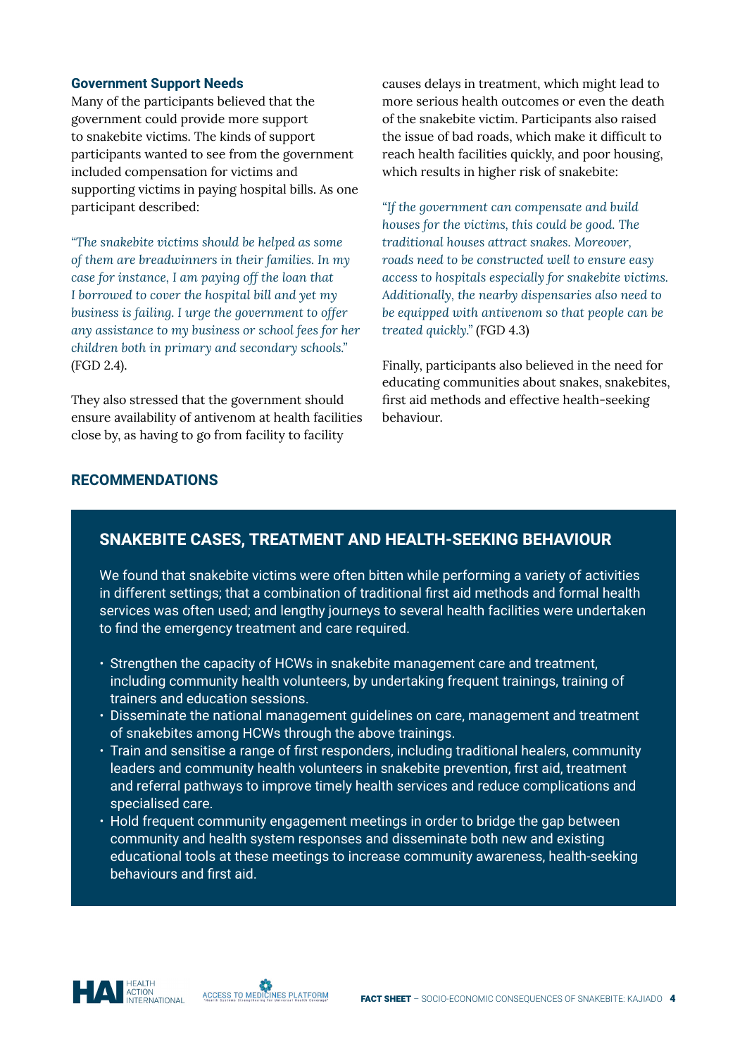### Government Support Needs

Many of the participants believed that the government could provide more support to snakebite victims. The kinds of support participants wanted to see from the government included compensation for victims and supporting victims in paying hospital bills. As one participant described:

*"The snakebite victims should be helped as some of them are breadwinners in their families. In my case for instance, I am paying off the loan that I borrowed to cover the hospital bill and yet my business is failing. I urge the government to offer any assistance to my business or school fees for her children both in primary and secondary schools."* (FGD 2.4).

They also stressed that the government should ensure availability of antivenom at health facilities close by, as having to go from facility to facility causes delays in treatment, which might lead to more serious health outcomes or even the death of the snakebite victim. Participants also raised the issue of bad roads, which make it difficult to reach health facilities quickly, and poor housing, which results in higher risk of snakebite:

*"If the government can compensate and build houses for the victims, this could be good. The traditional houses attract snakes. Moreover, roads need to be constructed well to ensure easy access to hospitals especially for snakebite victims. Additionally, the nearby dispensaries also need to be equipped with antivenom so that people can be treated quickly."* (FGD 4.3)

Finally, participants also believed in the need for educating communities about snakes, snakebites, first aid methods and effective health-seeking behaviour.

## RECOMMENDATIONS

### SNAKEBITE CASES, TREATMENT AND HEALTH-SEEKING BEHAVIOUR

We found that snakebite victims were often bitten while performing a variety of activities in different settings; that a combination of traditional first aid methods and formal health services was often used; and lengthy journeys to several health facilities were undertaken to find the emergency treatment and care required.

- Strengthen the capacity of HCWs in snakebite management care and treatment, including community health volunteers, by undertaking frequent trainings, training of trainers and education sessions.
- Disseminate the national management guidelines on care, management and treatment of snakebites among HCWs through the above trainings.
- Train and sensitise a range of first responders, including traditional healers, community leaders and community health volunteers in snakebite prevention, first aid, treatment and referral pathways to improve timely health services and reduce complications and specialised care.
- Hold frequent community engagement meetings in order to bridge the gap between community and health system responses and disseminate both new and existing educational tools at these meetings to increase community awareness, health-seeking behaviours and first aid.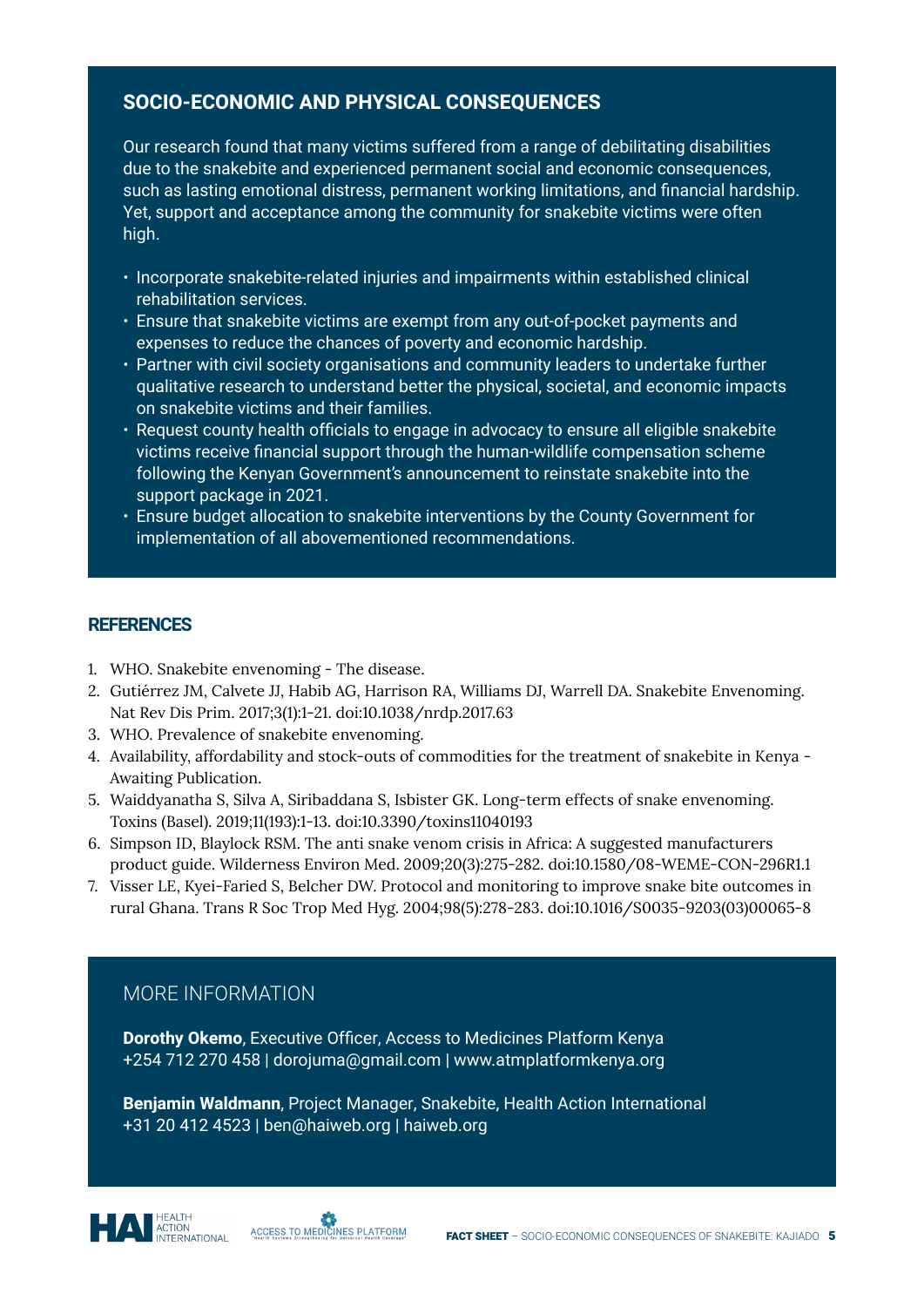## SOCIO-ECONOMIC AND PHYSICAL CONSEQUENCES

Our research found that many victims suffered from a range of debilitating disabilities due to the snakebite and experienced permanent social and economic consequences, such as lasting emotional distress, permanent working limitations, and financial hardship. Yet, support and acceptance among the community for snakebite victims were often high.

- Incorporate snakebite-related injuries and impairments within established clinical rehabilitation services.
- Ensure that snakebite victims are exempt from any out-of-pocket payments and expenses to reduce the chances of poverty and economic hardship.
- Partner with civil society organisations and community leaders to undertake further qualitative research to understand better the physical, societal, and economic impacts on snakebite victims and their families.
- Request county health officials to engage in advocacy to ensure all eligible snakebite victims receive financial support through the human-wildlife compensation scheme following the Kenyan Government's announcement to reinstate snakebite into the support package in 2021.
- Ensure budget allocation to snakebite interventions by the County Government for implementation of all abovementioned recommendations.

## REFERENCES

1. WHO. Snakebite envenoming - The disease.
2. Gutiérrez JM, Calvete JJ, Habib AG, Harrison RA, Williams DJ, Warrell DA. Snakebite Envenoming. Nat Rev Dis Prim. 2017;3(1):1-21. doi:10.1038/nrdp.2017.63
3. WHO. Prevalence of snakebite envenoming.
4. Availability, affordability and stock-outs of commodities for the treatment of snakebite in Kenya - Awaiting Publication.
5. Waiddyanatha S, Silva A, Siribaddana S, Isbister GK. Long-term effects of snake envenoming. Toxins (Basel). 2019;11(193):1-13. doi:10.3390/toxins11040193
6. Simpson ID, Blaylock RSM. The anti snake venom crisis in Africa: A suggested manufacturers product guide. Wilderness Environ Med. 2009;20(3):275-282. doi:10.1580/08-WEME-CON-296R1.1
7. Visser LE, Kyei-Faried S, Belcher DW. Protocol and monitoring to improve snake bite outcomes in rural Ghana. Trans R Soc Trop Med Hyg. 2004;98(5):278-283. doi:10.1016/S0035-9203(03)00065-8

## MORE INFORMATION

**Dorothy Okemo**, Executive Officer, Access to Medicines Platform Kenya
+254 712 270 458 | dorojuma@gmail.com | www.atmplatformkenya.org

**Benjamin Waldmann**, Project Manager, Snakebite, Health Action International
+31 20 412 4523 | ben@haiweb.org | haiweb.org